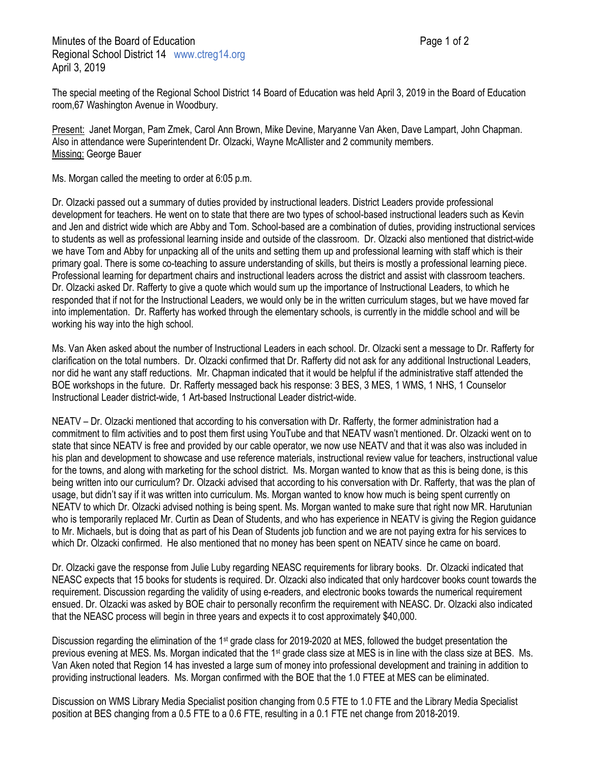Minutes of the Board of Education
Regional School District 14 www.ctreg14.org
April 3, 2019

The special meeting of the Regional School District 14 Board of Education was held April 3, 2019 in the Board of Education room,67 Washington Avenue in Woodbury.

Present: Janet Morgan, Pam Zmek, Carol Ann Brown, Mike Devine, Maryanne Van Aken, Dave Lampart, John Chapman. Also in attendance were Superintendent Dr. Olzacki, Wayne McAllister and 2 community members.
Missing: George Bauer

Ms. Morgan called the meeting to order at 6:05 p.m.

Dr. Olzacki passed out a summary of duties provided by instructional leaders. District Leaders provide professional development for teachers. He went on to state that there are two types of school-based instructional leaders such as Kevin and Jen and district wide which are Abby and Tom. School-based are a combination of duties, providing instructional services to students as well as professional learning inside and outside of the classroom. Dr. Olzacki also mentioned that district-wide we have Tom and Abby for unpacking all of the units and setting them up and professional learning with staff which is their primary goal. There is some co-teaching to assure understanding of skills, but theirs is mostly a professional learning piece. Professional learning for department chairs and instructional leaders across the district and assist with classroom teachers. Dr. Olzacki asked Dr. Rafferty to give a quote which would sum up the importance of Instructional Leaders, to which he responded that if not for the Instructional Leaders, we would only be in the written curriculum stages, but we have moved far into implementation. Dr. Rafferty has worked through the elementary schools, is currently in the middle school and will be working his way into the high school.

Ms. Van Aken asked about the number of Instructional Leaders in each school. Dr. Olzacki sent a message to Dr. Rafferty for clarification on the total numbers. Dr. Olzacki confirmed that Dr. Rafferty did not ask for any additional Instructional Leaders, nor did he want any staff reductions. Mr. Chapman indicated that it would be helpful if the administrative staff attended the BOE workshops in the future. Dr. Rafferty messaged back his response: 3 BES, 3 MES, 1 WMS, 1 NHS, 1 Counselor Instructional Leader district-wide, 1 Art-based Instructional Leader district-wide.

NEATV – Dr. Olzacki mentioned that according to his conversation with Dr. Rafferty, the former administration had a commitment to film activities and to post them first using YouTube and that NEATV wasn't mentioned. Dr. Olzacki went on to state that since NEATV is free and provided by our cable operator, we now use NEATV and that it was also was included in his plan and development to showcase and use reference materials, instructional review value for teachers, instructional value for the towns, and along with marketing for the school district. Ms. Morgan wanted to know that as this is being done, is this being written into our curriculum? Dr. Olzacki advised that according to his conversation with Dr. Rafferty, that was the plan of usage, but didn't say if it was written into curriculum. Ms. Morgan wanted to know how much is being spent currently on NEATV to which Dr. Olzacki advised nothing is being spent. Ms. Morgan wanted to make sure that right now MR. Harutunian who is temporarily replaced Mr. Curtin as Dean of Students, and who has experience in NEATV is giving the Region guidance to Mr. Michaels, but is doing that as part of his Dean of Students job function and we are not paying extra for his services to which Dr. Olzacki confirmed. He also mentioned that no money has been spent on NEATV since he came on board.

Dr. Olzacki gave the response from Julie Luby regarding NEASC requirements for library books. Dr. Olzacki indicated that NEASC expects that 15 books for students is required. Dr. Olzacki also indicated that only hardcover books count towards the requirement. Discussion regarding the validity of using e-readers, and electronic books towards the numerical requirement ensued. Dr. Olzacki was asked by BOE chair to personally reconfirm the requirement with NEASC. Dr. Olzacki also indicated that the NEASC process will begin in three years and expects it to cost approximately $40,000.

Discussion regarding the elimination of the 1st grade class for 2019-2020 at MES, followed the budget presentation the previous evening at MES. Ms. Morgan indicated that the 1st grade class size at MES is in line with the class size at BES. Ms. Van Aken noted that Region 14 has invested a large sum of money into professional development and training in addition to providing instructional leaders. Ms. Morgan confirmed with the BOE that the 1.0 FTEE at MES can be eliminated.

Discussion on WMS Library Media Specialist position changing from 0.5 FTE to 1.0 FTE and the Library Media Specialist position at BES changing from a 0.5 FTE to a 0.6 FTE, resulting in a 0.1 FTE net change from 2018-2019.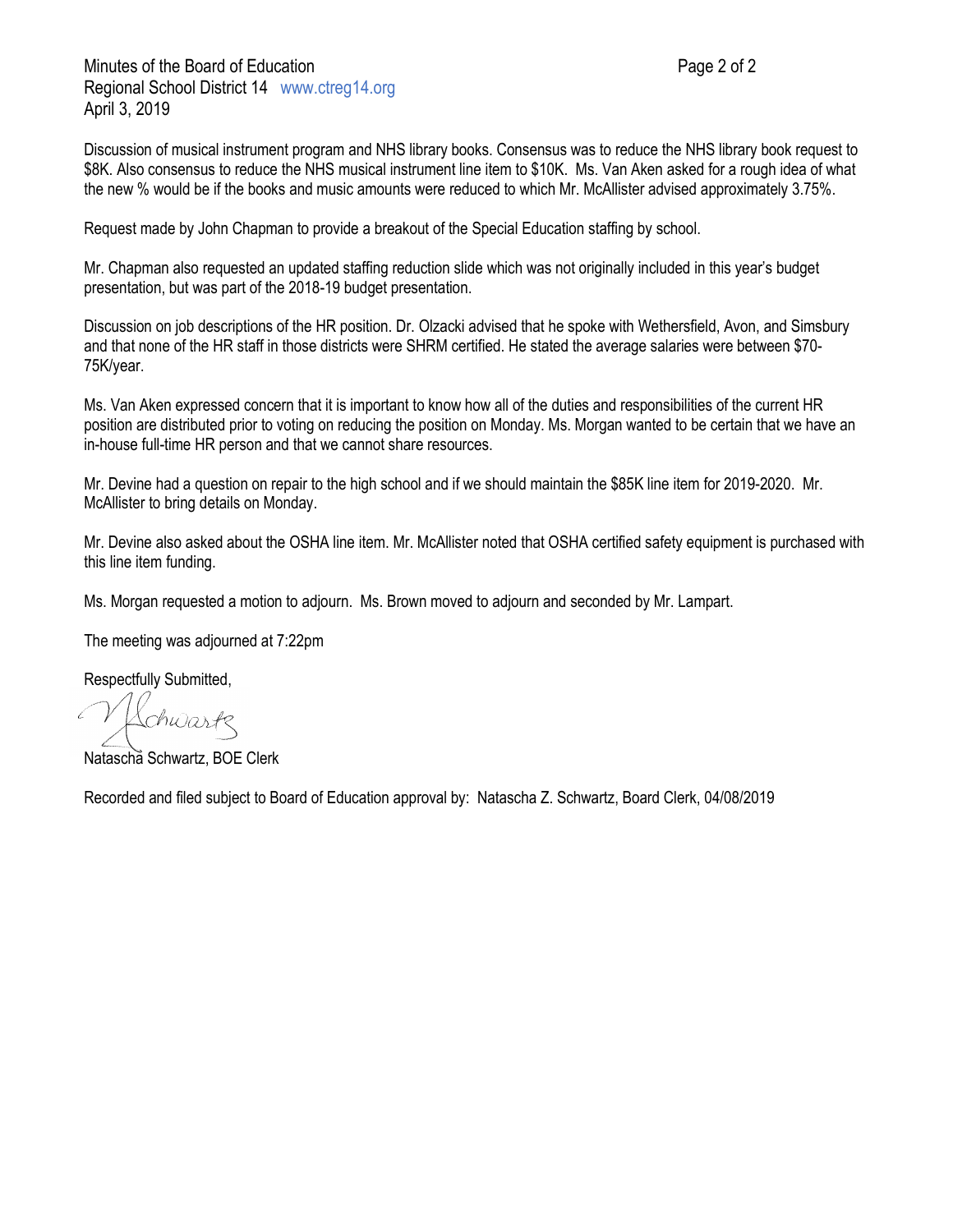Discussion of musical instrument program and NHS library books. Consensus was to reduce the NHS library book request to $8K. Also consensus to reduce the NHS musical instrument line item to $10K. Ms. Van Aken asked for a rough idea of what the new % would be if the books and music amounts were reduced to which Mr. McAllister advised approximately 3.75%.

Request made by John Chapman to provide a breakout of the Special Education staffing by school.

Mr. Chapman also requested an updated staffing reduction slide which was not originally included in this year's budget presentation, but was part of the 2018-19 budget presentation.

Discussion on job descriptions of the HR position. Dr. Olzacki advised that he spoke with Wethersfield, Avon, and Simsbury and that none of the HR staff in those districts were SHRM certified. He stated the average salaries were between $70-75K/year.

Ms. Van Aken expressed concern that it is important to know how all of the duties and responsibilities of the current HR position are distributed prior to voting on reducing the position on Monday. Ms. Morgan wanted to be certain that we have an in-house full-time HR person and that we cannot share resources.

Mr. Devine had a question on repair to the high school and if we should maintain the $85K line item for 2019-2020. Mr. McAllister to bring details on Monday.

Mr. Devine also asked about the OSHA line item. Mr. McAllister noted that OSHA certified safety equipment is purchased with this line item funding.

Ms. Morgan requested a motion to adjourn. Ms. Brown moved to adjourn and seconded by Mr. Lampart.

The meeting was adjourned at 7:22pm

Respectfully Submitted,

N Schwartz

Natascha Schwartz, BOE Clerk

Recorded and filed subject to Board of Education approval by: Natascha Z. Schwartz, Board Clerk, 04/08/2019